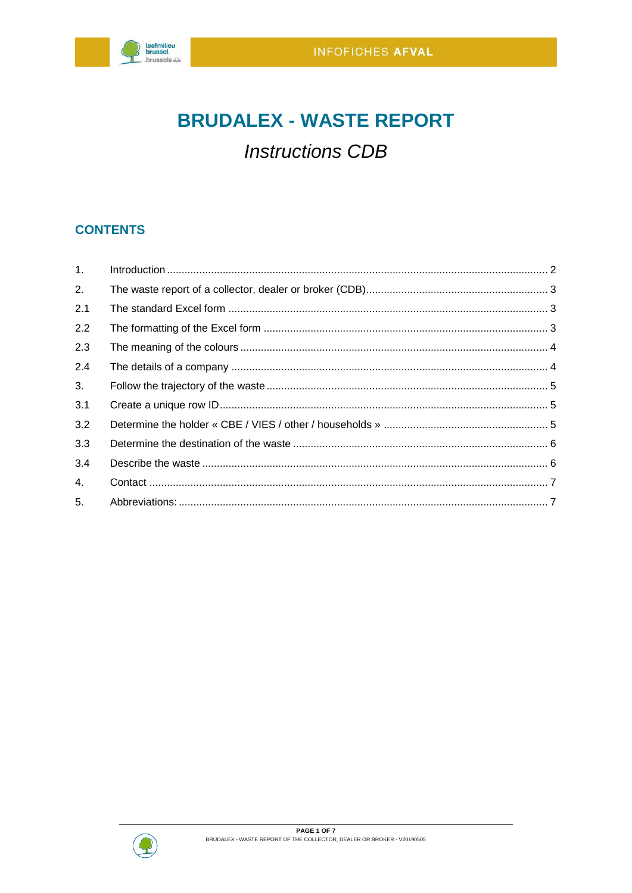# BRUDALEX - WASTE REPORT

*Instructions CDB*

## CONTENTS

| | | |
|---|---|---|
| 1. | Introduction | 2 |
| 2. | The waste report of a collector, dealer or broker (CDB) | 3 |
| 2.1 | The standard Excel form | 3 |
| 2.2 | The formatting of the Excel form | 3 |
| 2.3 | The meaning of the colours | 4 |
| 2.4 | The details of a company | 4 |
| 3. | Follow the trajectory of the waste | 5 |
| 3.1 | Create a unique row ID | 5 |
| 3.2 | Determine the holder « CBE / VIES / other / households » | 5 |
| 3.3 | Determine the destination of the waste | 6 |
| 3.4 | Describe the waste | 6 |
| 4. | Contact | 7 |
| 5. | Abbreviations: | 7 |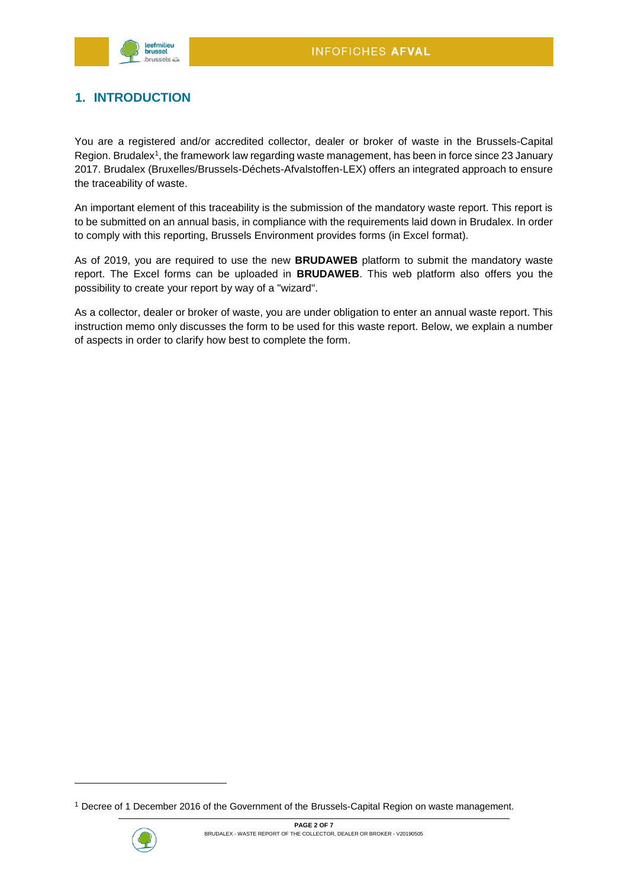## 1. INTRODUCTION

You are a registered and/or accredited collector, dealer or broker of waste in the Brussels-Capital Region. Brudalex[1], the framework law regarding waste management, has been in force since 23 January 2017. Brudalex (Bruxelles/Brussels-Déchets-Afvalstoffen-LEX) offers an integrated approach to ensure the traceability of waste.

An important element of this traceability is the submission of the mandatory waste report. This report is to be submitted on an annual basis, in compliance with the requirements laid down in Brudalex. In order to comply with this reporting, Brussels Environment provides forms (in Excel format).

As of 2019, you are required to use the new **BRUDAWEB** platform to submit the mandatory waste report. The Excel forms can be uploaded in **BRUDAWEB**. This web platform also offers you the possibility to create your report by way of a "wizard".

As a collector, dealer or broker of waste, you are under obligation to enter an annual waste report. This instruction memo only discusses the form to be used for this waste report. Below, we explain a number of aspects in order to clarify how best to complete the form.

[1] Decree of 1 December 2016 of the Government of the Brussels-Capital Region on waste management.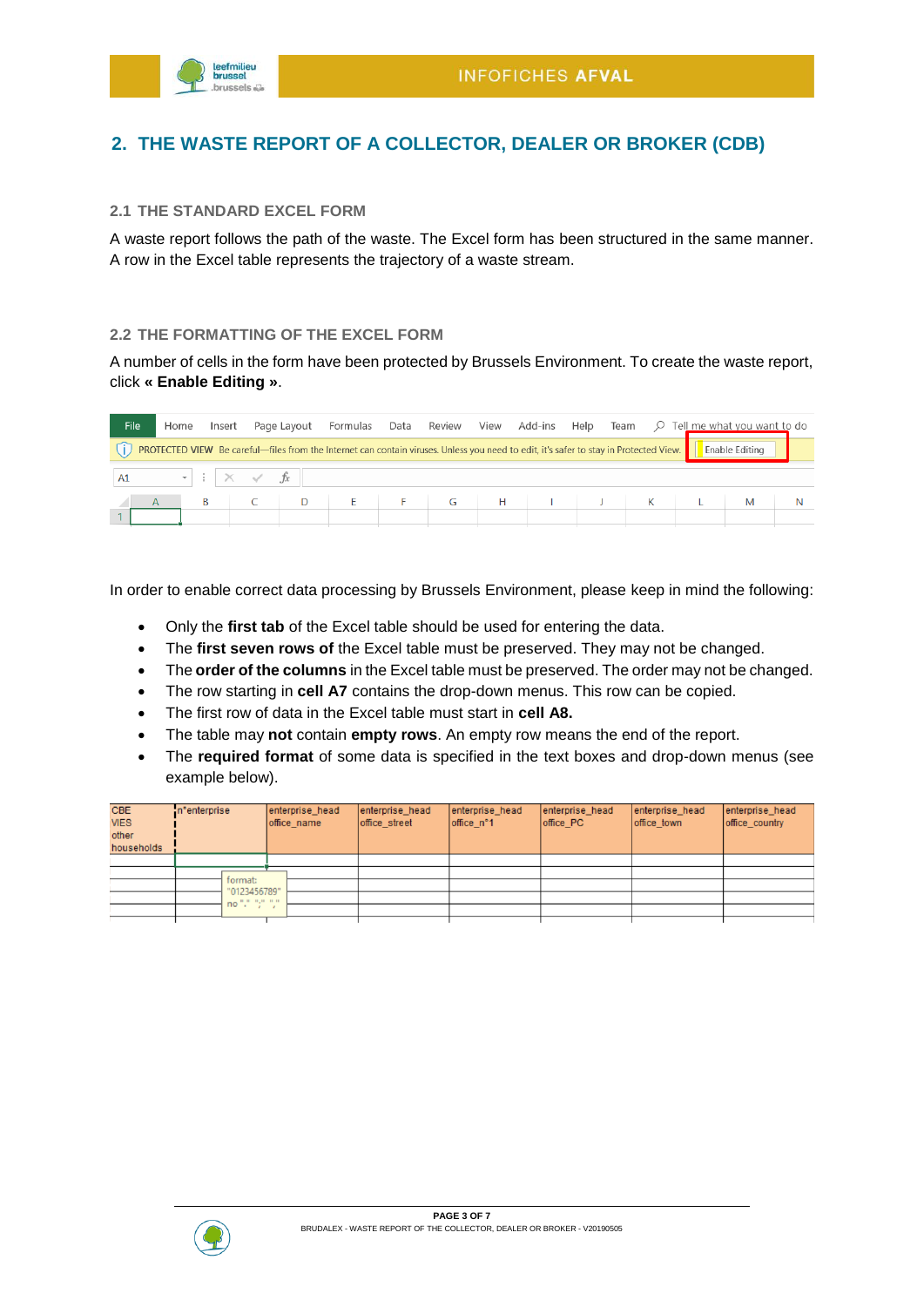## 2. THE WASTE REPORT OF A COLLECTOR, DEALER OR BROKER (CDB)

### 2.1 THE STANDARD EXCEL FORM

A waste report follows the path of the waste. The Excel form has been structured in the same manner. A row in the Excel table represents the trajectory of a waste stream.

### 2.2 THE FORMATTING OF THE EXCEL FORM

A number of cells in the form have been protected by Brussels Environment. To create the waste report, click **« Enable Editing »**.

In order to enable correct data processing by Brussels Environment, please keep in mind the following:

- Only the **first tab** of the Excel table should be used for entering the data.
- The **first seven rows of** the Excel table must be preserved. They may not be changed.
- The **order of the columns** in the Excel table must be preserved. The order may not be changed.
- The row starting in **cell A7** contains the drop-down menus. This row can be copied.
- The first row of data in the Excel table must start in **cell A8.**
- The table may **not** contain **empty rows**. An empty row means the end of the report.
- The **required format** of some data is specified in the text boxes and drop-down menus (see example below).

| CBE VIES other households | n°enterprise | enterprise_head office_name | enterprise_head office_street | enterprise_head office_n°1 | enterprise_head office_PC | enterprise_head office_town | enterprise_head office_country |
|---|---|---|---|---|---|---|---|
| | | | | | | | |

format: "0123456789" no "." "," " "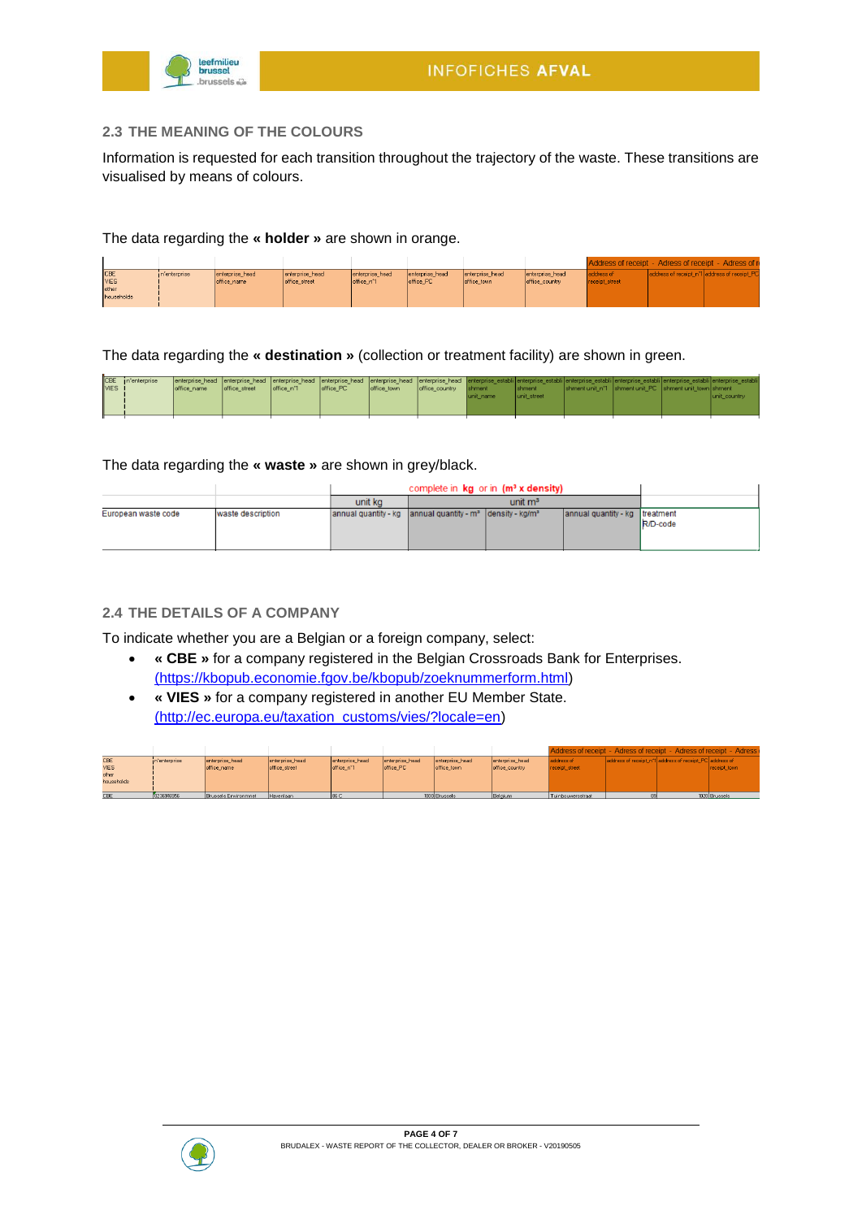## 2.3 THE MEANING OF THE COLOURS

Information is requested for each transition throughout the trajectory of the waste. These transitions are visualised by means of colours.

The data regarding the **« holder »** are shown in orange.

| | | | | | | | | Address of receipt - Adress of receipt - Adress of r | | |
|---|---|---|---|---|---|---|---|---|---|---|
| CBE VIES other households | n°enterprise | enterprise_head office_name | enterprise_head office_street | enterprise_head office_n°1 | enterprise_head office_PC | enterprise_head office_town | enterprise_head office_country | address of receipt_street | address of receipt_n°1 | address of receipt_PC |

The data regarding the **« destination »** (collection or treatment facility) are shown in green.

| CBE VIES | n°enterprise | enterprise_head office_name | enterprise_head office_street | enterprise_head office_n°1 | enterprise_head office_PC | enterprise_head office_town | enterprise_head office_country | enterprise_establishment unit_name | enterprise_establishment unit_street | enterprise_establishment unit_n°1 | enterprise_establishment unit_PC | enterprise_establishment unit_town | enterprise_establishment unit_country |
|---|---|---|---|---|---|---|---|---|---|---|---|---|---|

The data regarding the **« waste »** are shown in grey/black.

| | | complete in kg or in (m³ x density) | | | | |
|---|---|---|---|---|---|---|
| | | unit kg | unit m³ | | | |
| European waste code | waste description | annual quantity - kg | annual quantity - m³ | density - kg/m³ | annual quantity - kg | treatment R/D-code |

## 2.4 THE DETAILS OF A COMPANY

To indicate whether you are a Belgian or a foreign company, select:

- **« CBE »** for a company registered in the Belgian Crossroads Bank for Enterprises. (https://kbopub.economie.fgov.be/kbopub/zoeknummerform.html)
- **« VIES »** for a company registered in another EU Member State. (http://ec.europa.eu/taxation_customs/vies/?locale=en)

| | | | | | | | | Address of receipt - Adress of receipt - Adress of receipt - Adress | | | |
|---|---|---|---|---|---|---|---|---|---|---|---|
| CBE VIES other households | n°enterprise | enterprise_head office_name | enterprise_head office_street | enterprise_head office_n°1 | enterprise_head office_PC | enterprise_head office_town | enterprise_head office_country | address of receipt_street | address of receipt_n°1 | address of receipt_PC | address of receipt_town |
| CBE | 0236916956 | Brussels Environment | Havenlaan | 86 C | 1000 | Brussels | Belgium | Tumbouwerstraat | 86 | 1020 | Brussels |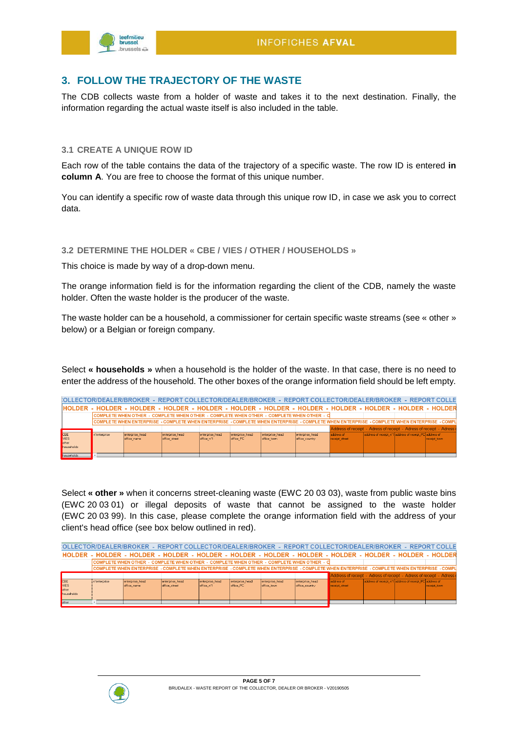## 3. FOLLOW THE TRAJECTORY OF THE WASTE

The CDB collects waste from a holder of waste and takes it to the next destination. Finally, the information regarding the actual waste itself is also included in the table.

### 3.1 CREATE A UNIQUE ROW ID

Each row of the table contains the data of the trajectory of a specific waste. The row ID is entered **in column A**. You are free to choose the format of this unique number.

You can identify a specific row of waste data through this unique row ID, in case we ask you to correct data.

### 3.2 DETERMINE THE HOLDER « CBE / VIES / OTHER / HOUSEHOLDS »

This choice is made by way of a drop-down menu.

The orange information field is for the information regarding the client of the CDB, namely the waste holder. Often the waste holder is the producer of the waste.

The waste holder can be a household, a commissioner for certain specific waste streams (see « other » below) or a Belgian or foreign company.

Select **« households »** when a household is the holder of the waste. In that case, there is no need to enter the address of the household. The other boxes of the orange information field should be left empty.

| CBE<br>VIES<br>other<br>households | n°enterprise | enterprise_head office_name | enterprise_head office_street | enterprise_head office_n°1 | enterprise_head office_PC | enterprise_head office_town | enterprise_head office_country | address of receipt_street | address of receipt_n°1 | address of receipt_PC | address of receipt_town |
|---|---|---|---|---|---|---|---|---|---|---|---|
| households | | | | | | | | | | | |

Select **« other »** when it concerns street-cleaning waste (EWC 20 03 03), waste from public waste bins (EWC 20 03 01) or illegal deposits of waste that cannot be assigned to the waste holder (EWC 20 03 99). In this case, please complete the orange information field with the address of your client's head office (see box below outlined in red).

| CBE<br>VIES<br>other<br>households | n°enterprise | enterprise_head office_name | enterprise_head office_street | enterprise_head office_n°1 | enterprise_head office_PC | enterprise_head office_town | enterprise_head office_country | address of receipt_street | address of receipt_n°1 | address of receipt_PC | address of receipt_town |
|---|---|---|---|---|---|---|---|---|---|---|---|
| other | | | | | | | | | | | |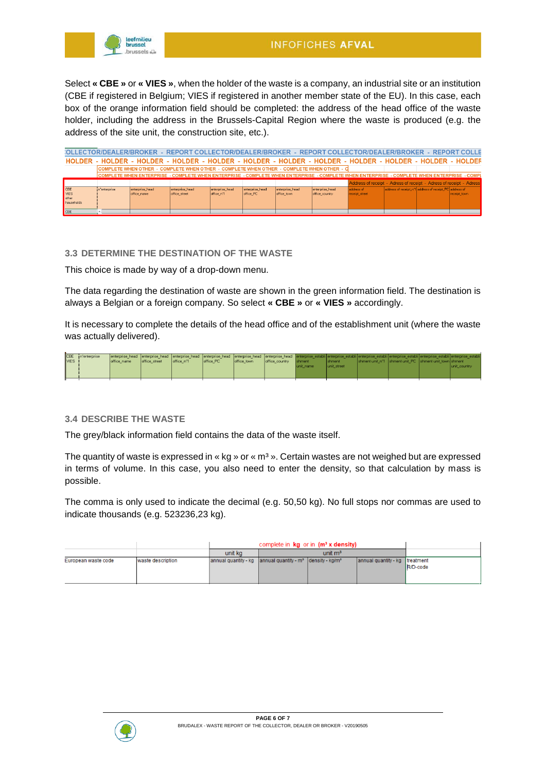Select **« CBE »** or **« VIES »**, when the holder of the waste is a company, an industrial site or an institution (CBE if registered in Belgium; VIES if registered in another member state of the EU). In this case, each box of the orange information field should be completed: the address of the head office of the waste holder, including the address in the Brussels-Capital Region where the waste is produced (e.g. the address of the site unit, the construction site, etc.).

| | | | | | | | | | | |
|---|---|---|---|---|---|---|---|---|---|---|
| CBE VIES other households | n°enterprise | enterprise_head office_name | enterprise_head office_street | enterprise_head office_n°1 | enterprise_head office_PC | enterprise_head office_town | enterprise_head office_country | address of receipt_street | address of receipt_n°1 | address of receipt_PC | address of receipt_town |
| CBE | | | | | | | | | | | |

### 3.3 DETERMINE THE DESTINATION OF THE WASTE

This choice is made by way of a drop-down menu.

The data regarding the destination of waste are shown in the green information field. The destination is always a Belgian or a foreign company. So select **« CBE »** or **« VIES »** accordingly.

It is necessary to complete the details of the head office and of the establishment unit (where the waste was actually delivered).

| | | | | | | | | | | | | | |
|---|---|---|---|---|---|---|---|---|---|---|---|---|---|
| CBE VIES | n°enterprise | enterprise_head office_name | enterprise_head office_street | enterprise_head office_n°1 | enterprise_head office_PC | enterprise_head office_town | enterprise_head office_country | enterprise_establishment unit_name | enterprise_establishment unit_street | enterprise_establishment unit_n°1 | enterprise_establishment unit_PC | enterprise_establishment unit_town | enterprise_establishment unit_country |

### 3.4 DESCRIBE THE WASTE

The grey/black information field contains the data of the waste itself.

The quantity of waste is expressed in « kg » or « m³ ». Certain wastes are not weighed but are expressed in terms of volume. In this case, you also need to enter the density, so that calculation by mass is possible.

The comma is only used to indicate the decimal (e.g. 50,50 kg). No full stops nor commas are used to indicate thousands (e.g. 523236,23 kg).

| | | complete in **kg** or in **(m³ x density)** | | | | |
|---|---|---|---|---|---|---|
| | | unit kg | unit m³ | | | |
| European waste code | waste description | annual quantity - kg | annual quantity - m³ | density - kg/m³ | annual quantity - kg | treatment R/D-code |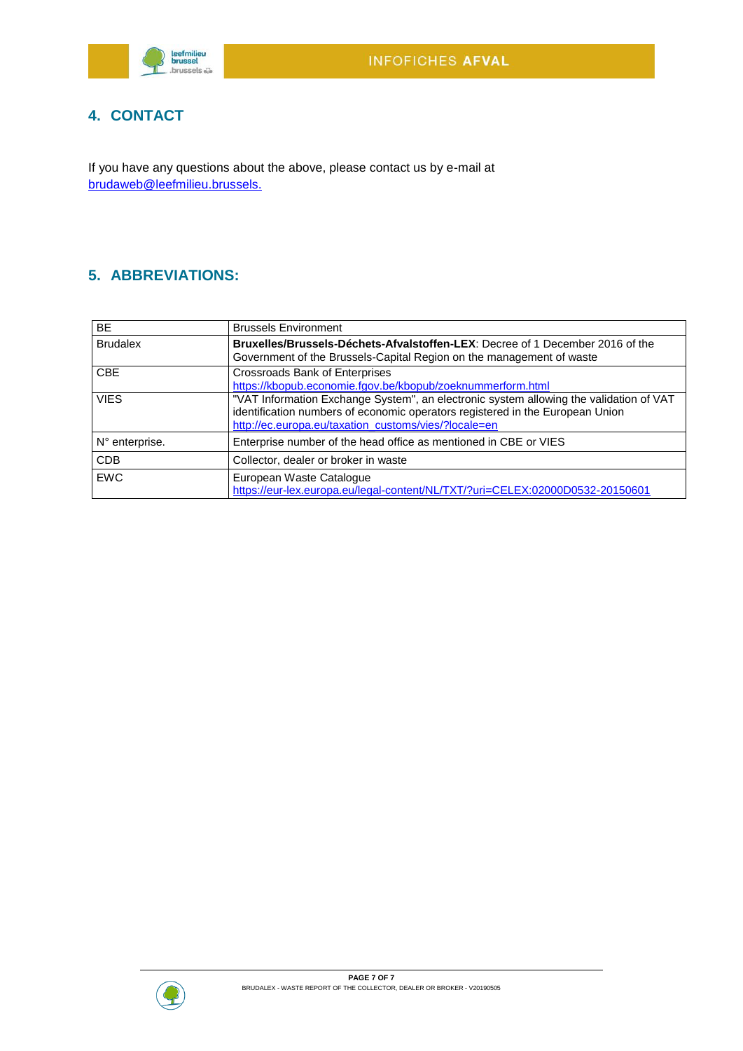## 4. CONTACT

If you have any questions about the above, please contact us by e-mail at brudaweb@leefmilieu.brussels.

## 5. ABBREVIATIONS:

| | |
|---|---|
| BE | Brussels Environment |
| Brudalex | **Bruxelles/Brussels-Déchets-Afvalstoffen-LEX**: Decree of 1 December 2016 of the Government of the Brussels-Capital Region on the management of waste |
| CBE | Crossroads Bank of Enterprises<br>https://kbopub.economie.fgov.be/kbopub/zoeknummerform.html |
| VIES | "VAT Information Exchange System", an electronic system allowing the validation of VAT identification numbers of economic operators registered in the European Union<br>http://ec.europa.eu/taxation_customs/vies/?locale=en |
| N° enterprise. | Enterprise number of the head office as mentioned in CBE or VIES |
| CDB | Collector, dealer or broker in waste |
| EWC | European Waste Catalogue<br>https://eur-lex.europa.eu/legal-content/NL/TXT/?uri=CELEX:02000D0532-20150601 |